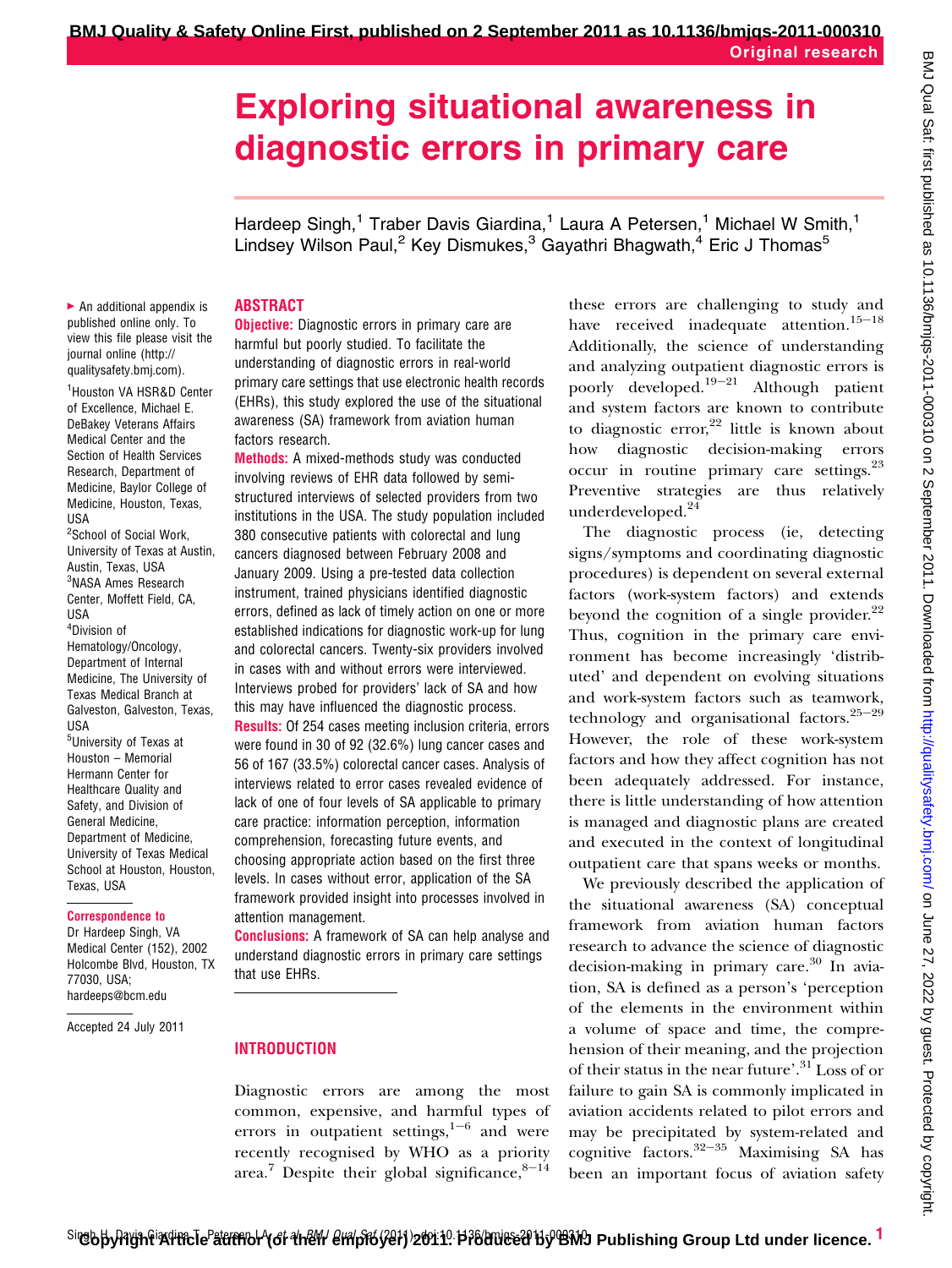Original research

# Exploring situational awareness in diagnostic errors in primary care

Hardeep Singh,[1] Traber Davis Giardina,[1] Laura A Petersen,[1] Michael W Smith,[1] Lindsey Wilson Paul,[2] Key Dismukes,[3] Gayathri Bhagwath,[4] Eric J Thomas[5]

▸ An additional appendix is published online only. To view this file please visit the journal online (http://qualitysafety.bmj.com).

[1]Houston VA HSR&D Center of Excellence, Michael E. DeBakey Veterans Affairs Medical Center and the Section of Health Services Research, Department of Medicine, Baylor College of Medicine, Houston, Texas, USA
[2]School of Social Work, University of Texas at Austin, Austin, Texas, USA
[3]NASA Ames Research Center, Moffett Field, CA, USA
[4]Division of Hematology/Oncology, Department of Internal Medicine, The University of Texas Medical Branch at Galveston, Galveston, Texas, USA
[5]University of Texas at Houston – Memorial Hermann Center for Healthcare Quality and Safety, and Division of General Medicine, Department of Medicine, University of Texas Medical School at Houston, Houston, Texas, USA

**Correspondence to**
Dr Hardeep Singh, VA Medical Center (152), 2002 Holcombe Blvd, Houston, TX 77030, USA; hardeeps@bcm.edu

Accepted 24 July 2011

## ABSTRACT

**Objective:** Diagnostic errors in primary care are harmful but poorly studied. To facilitate the understanding of diagnostic errors in real-world primary care settings that use electronic health records (EHRs), this study explored the use of the situational awareness (SA) framework from aviation human factors research.

**Methods:** A mixed-methods study was conducted involving reviews of EHR data followed by semi-structured interviews of selected providers from two institutions in the USA. The study population included 380 consecutive patients with colorectal and lung cancers diagnosed between February 2008 and January 2009. Using a pre-tested data collection instrument, trained physicians identified diagnostic errors, defined as lack of timely action on one or more established indications for diagnostic work-up for lung and colorectal cancers. Twenty-six providers involved in cases with and without errors were interviewed. Interviews probed for providers' lack of SA and how this may have influenced the diagnostic process.

**Results:** Of 254 cases meeting inclusion criteria, errors were found in 30 of 92 (32.6%) lung cancer cases and 56 of 167 (33.5%) colorectal cancer cases. Analysis of interviews related to error cases revealed evidence of lack of one of four levels of SA applicable to primary care practice: information perception, information comprehension, forecasting future events, and choosing appropriate action based on the first three levels. In cases without error, application of the SA framework provided insight into processes involved in attention management.

**Conclusions:** A framework of SA can help analyse and understand diagnostic errors in primary care settings that use EHRs.

## INTRODUCTION

Diagnostic errors are among the most common, expensive, and harmful types of errors in outpatient settings,[1–6] and were recently recognised by WHO as a priority area.[7] Despite their global significance,[8–14] these errors are challenging to study and have received inadequate attention.[15–18] Additionally, the science of understanding and analyzing outpatient diagnostic errors is poorly developed.[19–21] Although patient and system factors are known to contribute to diagnostic error,[22] little is known about how diagnostic decision-making errors occur in routine primary care settings.[23] Preventive strategies are thus relatively underdeveloped.[24]

The diagnostic process (ie, detecting signs/symptoms and coordinating diagnostic procedures) is dependent on several external factors (work-system factors) and extends beyond the cognition of a single provider.[22] Thus, cognition in the primary care environment has become increasingly 'distributed' and dependent on evolving situations and work-system factors such as teamwork, technology and organisational factors.[25–29] However, the role of these work-system factors and how they affect cognition has not been adequately addressed. For instance, there is little understanding of how attention is managed and diagnostic plans are created and executed in the context of longitudinal outpatient care that spans weeks or months.

We previously described the application of the situational awareness (SA) conceptual framework from aviation human factors research to advance the science of diagnostic decision-making in primary care.[30] In aviation, SA is defined as a person's 'perception of the elements in the environment within a volume of space and time, the comprehension of their meaning, and the projection of their status in the near future'.[31] Loss of or failure to gain SA is commonly implicated in aviation accidents related to pilot errors and may be precipitated by system-related and cognitive factors.[32–35] Maximising SA has been an important focus of aviation safety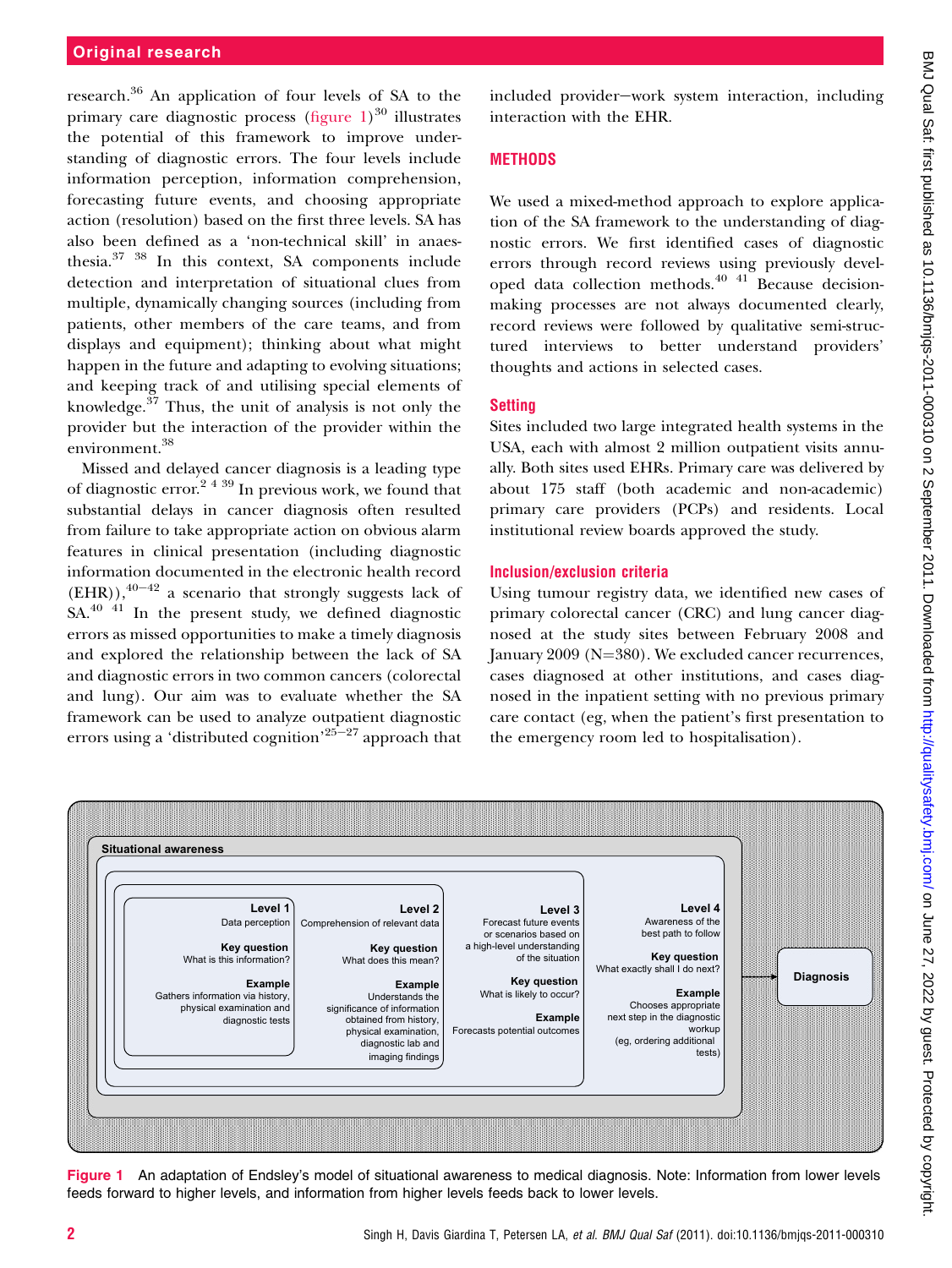research.[36] An application of four levels of SA to the primary care diagnostic process (figure 1)[30] illustrates the potential of this framework to improve understanding of diagnostic errors. The four levels include information perception, information comprehension, forecasting future events, and choosing appropriate action (resolution) based on the first three levels. SA has also been defined as a 'non-technical skill' in anaesthesia.[37 38] In this context, SA components include detection and interpretation of situational clues from multiple, dynamically changing sources (including from patients, other members of the care teams, and from displays and equipment); thinking about what might happen in the future and adapting to evolving situations; and keeping track of and utilising special elements of knowledge.[37] Thus, the unit of analysis is not only the provider but the interaction of the provider within the environment.[38]

Missed and delayed cancer diagnosis is a leading type of diagnostic error.[2 4 39] In previous work, we found that substantial delays in cancer diagnosis often resulted from failure to take appropriate action on obvious alarm features in clinical presentation (including diagnostic information documented in the electronic health record (EHR)),[40–42] a scenario that strongly suggests lack of SA.[40 41] In the present study, we defined diagnostic errors as missed opportunities to make a timely diagnosis and explored the relationship between the lack of SA and diagnostic errors in two common cancers (colorectal and lung). Our aim was to evaluate whether the SA framework can be used to analyze outpatient diagnostic errors using a 'distributed cognition'[25–27] approach that included provider–work system interaction, including interaction with the EHR.

## METHODS

We used a mixed-method approach to explore application of the SA framework to the understanding of diagnostic errors. We first identified cases of diagnostic errors through record reviews using previously developed data collection methods.[40 41] Because decision-making processes are not always documented clearly, record reviews were followed by qualitative semi-structured interviews to better understand providers' thoughts and actions in selected cases.

### Setting

Sites included two large integrated health systems in the USA, each with almost 2 million outpatient visits annually. Both sites used EHRs. Primary care was delivered by about 175 staff (both academic and non-academic) primary care providers (PCPs) and residents. Local institutional review boards approved the study.

### Inclusion/exclusion criteria

Using tumour registry data, we identified new cases of primary colorectal cancer (CRC) and lung cancer diagnosed at the study sites between February 2008 and January 2009 (N=380). We excluded cancer recurrences, cases diagnosed at other institutions, and cases diagnosed in the inpatient setting with no previous primary care contact (eg, when the patient's first presentation to the emergency room led to hospitalisation).

**Situational awareness**

| Level 1 | Level 2 | Level 3 | Level 4 |
|---|---|---|---|
| Data perception | Comprehension of relevant data | Forecast future events or scenarios based on a high-level understanding of the situation | Awareness of the best path to follow |
| **Key question** What is this information? | **Key question** What does this mean? | **Key question** What is likely to occur? | **Key question** What exactly shall I do next? |
| **Example** Gathers information via history, physical examination and diagnostic tests | **Example** Understands the significance of information obtained from history, physical examination, diagnostic lab and imaging findings | **Example** Forecasts potential outcomes | **Example** Chooses appropriate next step in the diagnostic workup (eg, ordering additional tests) |

→ Diagnosis

Figure 1 An adaptation of Endsley's model of situational awareness to medical diagnosis. Note: Information from lower levels feeds forward to higher levels, and information from higher levels feeds back to lower levels.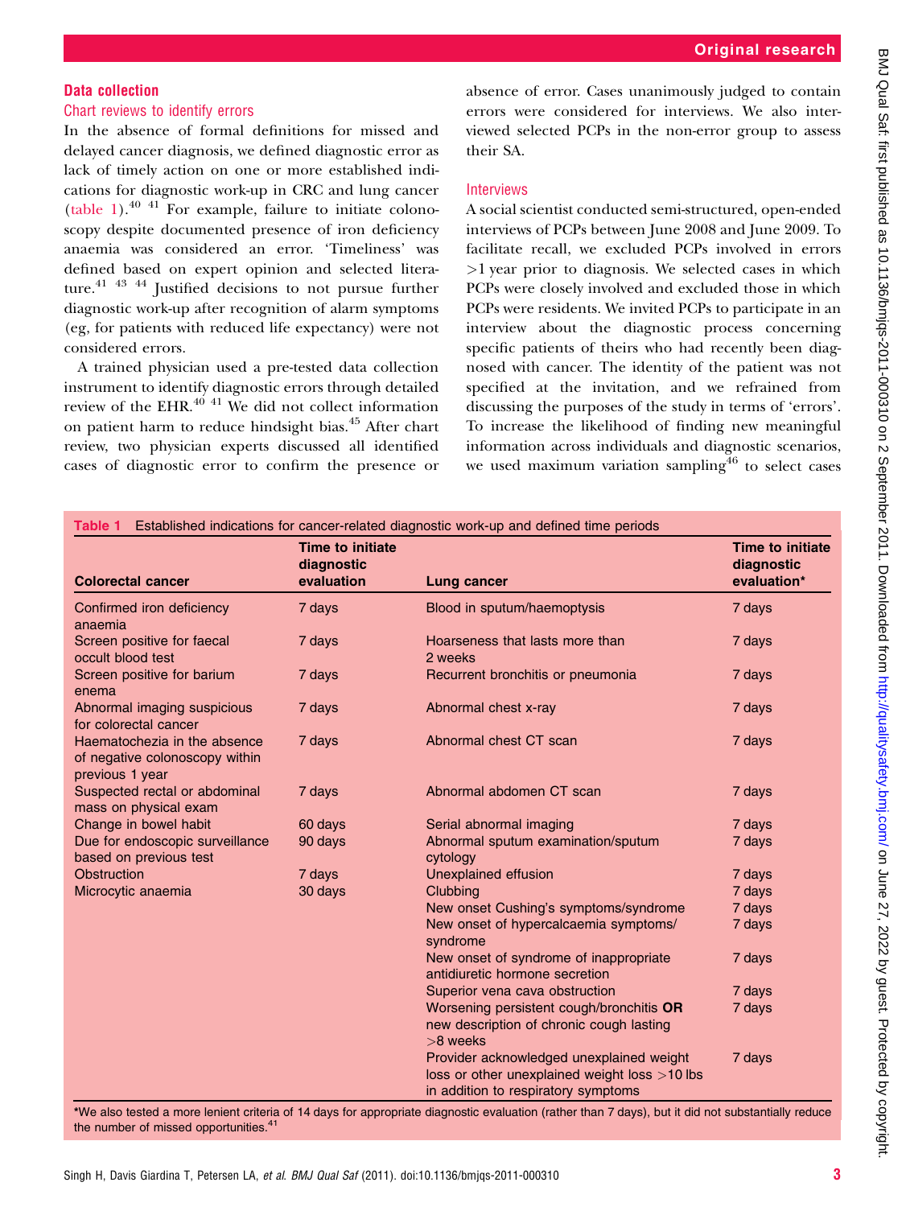## Data collection

### Chart reviews to identify errors

In the absence of formal definitions for missed and delayed cancer diagnosis, we defined diagnostic error as lack of timely action on one or more established indications for diagnostic work-up in CRC and lung cancer (table 1).[40 41] For example, failure to initiate colonoscopy despite documented presence of iron deficiency anaemia was considered an error. 'Timeliness' was defined based on expert opinion and selected literature.[41 43 44] Justified decisions to not pursue further diagnostic work-up after recognition of alarm symptoms (eg, for patients with reduced life expectancy) were not considered errors.

A trained physician used a pre-tested data collection instrument to identify diagnostic errors through detailed review of the EHR.[40 41] We did not collect information on patient harm to reduce hindsight bias.[45] After chart review, two physician experts discussed all identified cases of diagnostic error to confirm the presence or absence of error. Cases unanimously judged to contain errors were considered for interviews. We also interviewed selected PCPs in the non-error group to assess their SA.

### Interviews

A social scientist conducted semi-structured, open-ended interviews of PCPs between June 2008 and June 2009. To facilitate recall, we excluded PCPs involved in errors >1 year prior to diagnosis. We selected cases in which PCPs were closely involved and excluded those in which PCPs were residents. We invited PCPs to participate in an interview about the diagnostic process concerning specific patients of theirs who had recently been diagnosed with cancer. The identity of the patient was not specified at the invitation, and we refrained from discussing the purposes of the study in terms of 'errors'. To increase the likelihood of finding new meaningful information across individuals and diagnostic scenarios, we used maximum variation sampling[46] to select cases

**Table 1** Established indications for cancer-related diagnostic work-up and defined time periods

| Colorectal cancer | Time to initiate diagnostic evaluation | Lung cancer | Time to initiate diagnostic evaluation* |
|---|---|---|---|
| Confirmed iron deficiency anaemia | 7 days | Blood in sputum/haemoptysis | 7 days |
| Screen positive for faecal occult blood test | 7 days | Hoarseness that lasts more than 2 weeks | 7 days |
| Screen positive for barium enema | 7 days | Recurrent bronchitis or pneumonia | 7 days |
| Abnormal imaging suspicious for colorectal cancer | 7 days | Abnormal chest x-ray | 7 days |
| Haematochezia in the absence of negative colonoscopy within previous 1 year | 7 days | Abnormal chest CT scan | 7 days |
| Suspected rectal or abdominal mass on physical exam | 7 days | Abnormal abdomen CT scan | 7 days |
| Change in bowel habit | 60 days | Serial abnormal imaging | 7 days |
| Due for endoscopic surveillance based on previous test | 90 days | Abnormal sputum examination/sputum cytology | 7 days |
| Obstruction | 7 days | Unexplained effusion | 7 days |
| Microcytic anaemia | 30 days | Clubbing | 7 days |
| | | New onset Cushing's symptoms/syndrome | 7 days |
| | | New onset of hypercalcaemia symptoms/syndrome | 7 days |
| | | New onset of syndrome of inappropriate antidiuretic hormone secretion | 7 days |
| | | Superior vena cava obstruction | 7 days |
| | | Worsening persistent cough/bronchitis **OR** new description of chronic cough lasting >8 weeks | 7 days |
| | | Provider acknowledged unexplained weight loss or other unexplained weight loss >10 lbs in addition to respiratory symptoms | 7 days |

*We also tested a more lenient criteria of 14 days for appropriate diagnostic evaluation (rather than 7 days), but it did not substantially reduce the number of missed opportunities.[41]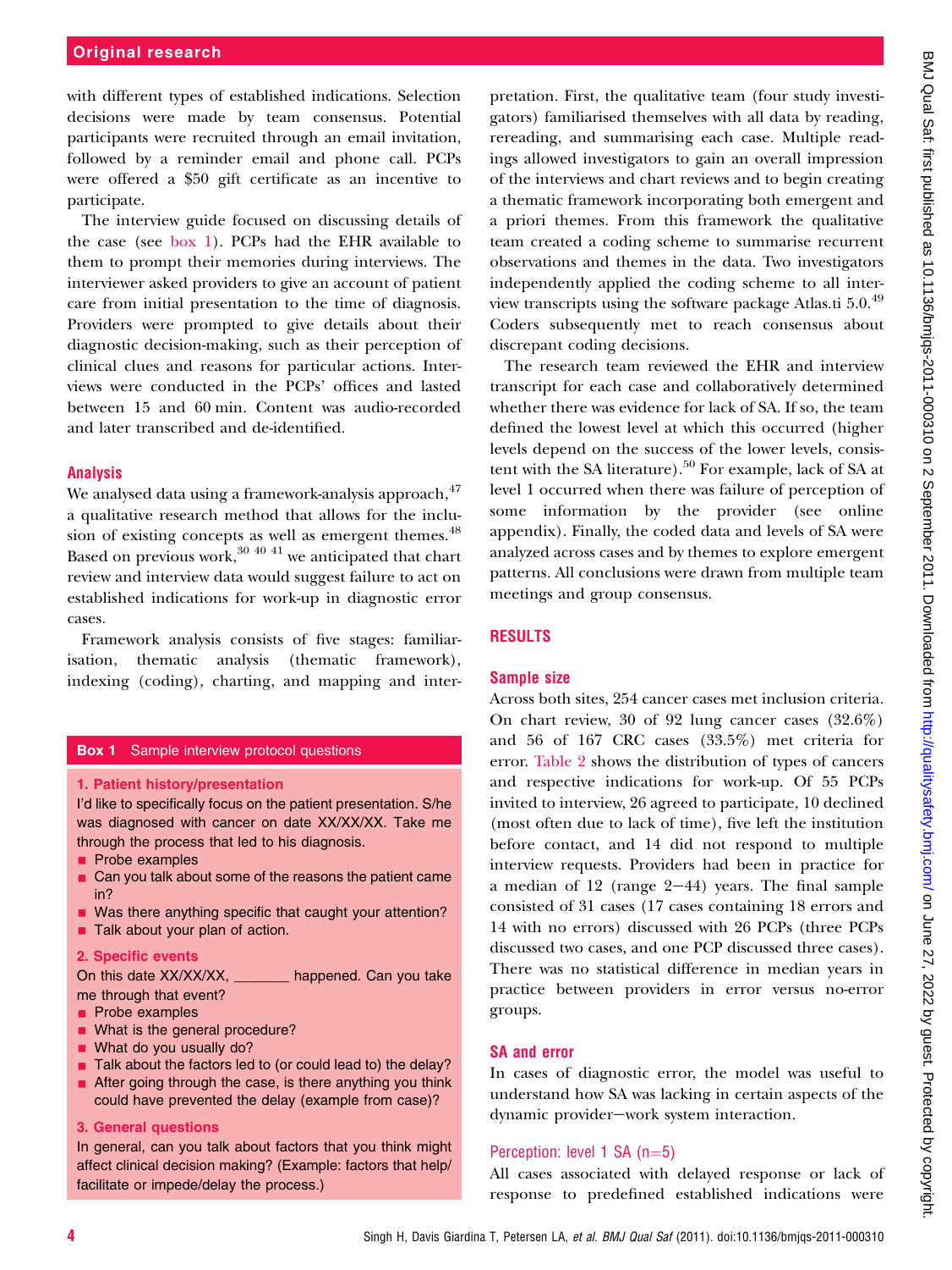with different types of established indications. Selection decisions were made by team consensus. Potential participants were recruited through an email invitation, followed by a reminder email and phone call. PCPs were offered a $50 gift certificate as an incentive to participate.

The interview guide focused on discussing details of the case (see box 1). PCPs had the EHR available to them to prompt their memories during interviews. The interviewer asked providers to give an account of patient care from initial presentation to the time of diagnosis. Providers were prompted to give details about their diagnostic decision-making, such as their perception of clinical clues and reasons for particular actions. Interviews were conducted in the PCPs' offices and lasted between 15 and 60 min. Content was audio-recorded and later transcribed and de-identified.

### Analysis

We analysed data using a framework-analysis approach,[47] a qualitative research method that allows for the inclusion of existing concepts as well as emergent themes.[48] Based on previous work,[30 40 41] we anticipated that chart review and interview data would suggest failure to act on established indications for work-up in diagnostic error cases.

Framework analysis consists of five stages: familiarisation, thematic analysis (thematic framework), indexing (coding), charting, and mapping and interpretation. First, the qualitative team (four study investigators) familiarised themselves with all data by reading, rereading, and summarising each case. Multiple readings allowed investigators to gain an overall impression of the interviews and chart reviews and to begin creating a thematic framework incorporating both emergent and a priori themes. From this framework the qualitative team created a coding scheme to summarise recurrent observations and themes in the data. Two investigators independently applied the coding scheme to all interview transcripts using the software package Atlas.ti 5.0.[49] Coders subsequently met to reach consensus about discrepant coding decisions.

The research team reviewed the EHR and interview transcript for each case and collaboratively determined whether there was evidence for lack of SA. If so, the team defined the lowest level at which this occurred (higher levels depend on the success of the lower levels, consistent with the SA literature).[50] For example, lack of SA at level 1 occurred when there was failure of perception of some information by the provider (see online appendix). Finally, the coded data and levels of SA were analyzed across cases and by themes to explore emergent patterns. All conclusions were drawn from multiple team meetings and group consensus.

**Box 1** Sample interview protocol questions

**1. Patient history/presentation**

I'd like to specifically focus on the patient presentation. S/he was diagnosed with cancer on date XX/XX/XX. Take me through the process that led to his diagnosis.

- Probe examples
- Can you talk about some of the reasons the patient came in?
- Was there anything specific that caught your attention?
- Talk about your plan of action.

**2. Specific events**

On this date XX/XX/XX, _______ happened. Can you take me through that event?

- Probe examples
- What is the general procedure?
- What do you usually do?
- Talk about the factors led to (or could lead to) the delay?
- After going through the case, is there anything you think could have prevented the delay (example from case)?

**3. General questions**

In general, can you talk about factors that you think might affect clinical decision making? (Example: factors that help/facilitate or impede/delay the process.)

## RESULTS

### Sample size

Across both sites, 254 cancer cases met inclusion criteria. On chart review, 30 of 92 lung cancer cases (32.6%) and 56 of 167 CRC cases (33.5%) met criteria for error. Table 2 shows the distribution of types of cancers and respective indications for work-up. Of 55 PCPs invited to interview, 26 agreed to participate, 10 declined (most often due to lack of time), five left the institution before contact, and 14 did not respond to multiple interview requests. Providers had been in practice for a median of 12 (range 2–44) years. The final sample consisted of 31 cases (17 cases containing 18 errors and 14 with no errors) discussed with 26 PCPs (three PCPs discussed two cases, and one PCP discussed three cases). There was no statistical difference in median years in practice between providers in error versus no-error groups.

### SA and error

In cases of diagnostic error, the model was useful to understand how SA was lacking in certain aspects of the dynamic provider–work system interaction.

#### Perception: level 1 SA (n=5)

All cases associated with delayed response or lack of response to predefined established indications were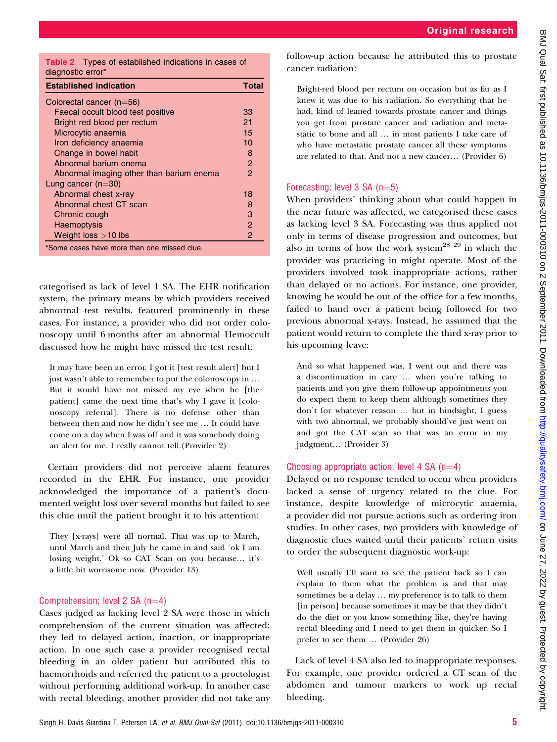**Table 2** Types of established indications in cases of diagnostic error*

| Established indication | Total |
|---|---|
| Colorectal cancer (n=56) | |
| Faecal occult blood test positive | 33 |
| Bright red blood per rectum | 21 |
| Microcytic anaemia | 15 |
| Iron deficiency anaemia | 10 |
| Change in bowel habit | 8 |
| Abnormal barium enema | 2 |
| Abnormal imaging other than barium enema | 2 |
| Lung cancer (n=30) | |
| Abnormal chest x-ray | 18 |
| Abnormal chest CT scan | 8 |
| Chronic cough | 3 |
| Haemoptysis | 2 |
| Weight loss >10 lbs | 2 |

*Some cases have more than one missed clue.

categorised as lack of level 1 SA. The EHR notification system, the primary means by which providers received abnormal test results, featured prominently in these cases. For instance, a provider who did not order colonoscopy until 6 months after an abnormal Hemoccult discussed how he might have missed the test result:

> It may have been an error, I got it [test result alert] but I just wasn't able to remember to put the colonoscopy in … But it would have not missed my eye when he [the patient] came the next time that's why I gave it [colonoscopy referral]. There is no defense other than between then and now he didn't see me … It could have come on a day when I was off and it was somebody doing an alert for me. I really cannot tell.(Provider 2)

Certain providers did not perceive alarm features recorded in the EHR. For instance, one provider acknowledged the importance of a patient's documented weight loss over several months but failed to see this clue until the patient brought it to his attention:

> They [x-rays] were all normal. That was up to March, until March and then July he came in and said 'ok I am losing weight.' Ok so CAT Scan on you because… it's a little bit worrisome now. (Provider 13)

### Comprehension: level 2 SA (n=4)

Cases judged as lacking level 2 SA were those in which comprehension of the current situation was affected; they led to delayed action, inaction, or inappropriate action. In one such case a provider recognised rectal bleeding in an older patient but attributed this to haemorrhoids and referred the patient to a proctologist without performing additional work-up. In another case with rectal bleeding, another provider did not take any follow-up action because he attributed this to prostate cancer radiation:

> Bright-red blood per rectum on occasion but as far as I knew it was due to his radiation. So everything that he had, kind of leaned towards prostate cancer and things you get from prostate cancer and radiation and metastatic to bone and all … in most patients I take care of who have metastatic prostate cancer all these symptoms are related to that. And not a new cancer… (Provider 6)

### Forecasting: level 3 SA (n=5)

When providers' thinking about what could happen in the near future was affected, we categorised these cases as lacking level 3 SA. Forecasting was thus applied not only in terms of disease progression and outcomes, but also in terms of how the work system[28 29] in which the provider was practicing in might operate. Most of the providers involved took inappropriate actions, rather than delayed or no actions. For instance, one provider, knowing he would be out of the office for a few months, failed to hand over a patient being followed for two previous abnormal x-rays. Instead, he assumed that the patient would return to complete the third x-ray prior to his upcoming leave:

> And so what happened was, I went out and there was a discontinuation in care … when you're talking to patients and you give them follow-up appointments you do expect them to keep them although sometimes they don't for whatever reason … but in hindsight, I guess with two abnormal, we probably should've just went on and got the CAT scan so that was an error in my judgment… (Provider 3)

### Choosing appropriate action: level 4 SA (n=4)

Delayed or no response tended to occur when providers lacked a sense of urgency related to the clue. For instance, despite knowledge of microcytic anaemia, a provider did not pursue actions such as ordering iron studies. In other cases, two providers with knowledge of diagnostic clues waited until their patients' return visits to order the subsequent diagnostic work-up:

> Well usually I'll want to see the patient back so I can explain to them what the problem is and that may sometimes be a delay … my preference is to talk to them [in person] because sometimes it may be that they didn't do the diet or you know something like, they're having rectal bleeding and I need to get them in quicker. So I prefer to see them … (Provider 26)

Lack of level 4 SA also led to inappropriate responses. For example, one provider ordered a CT scan of the abdomen and tumour markers to work up rectal bleeding.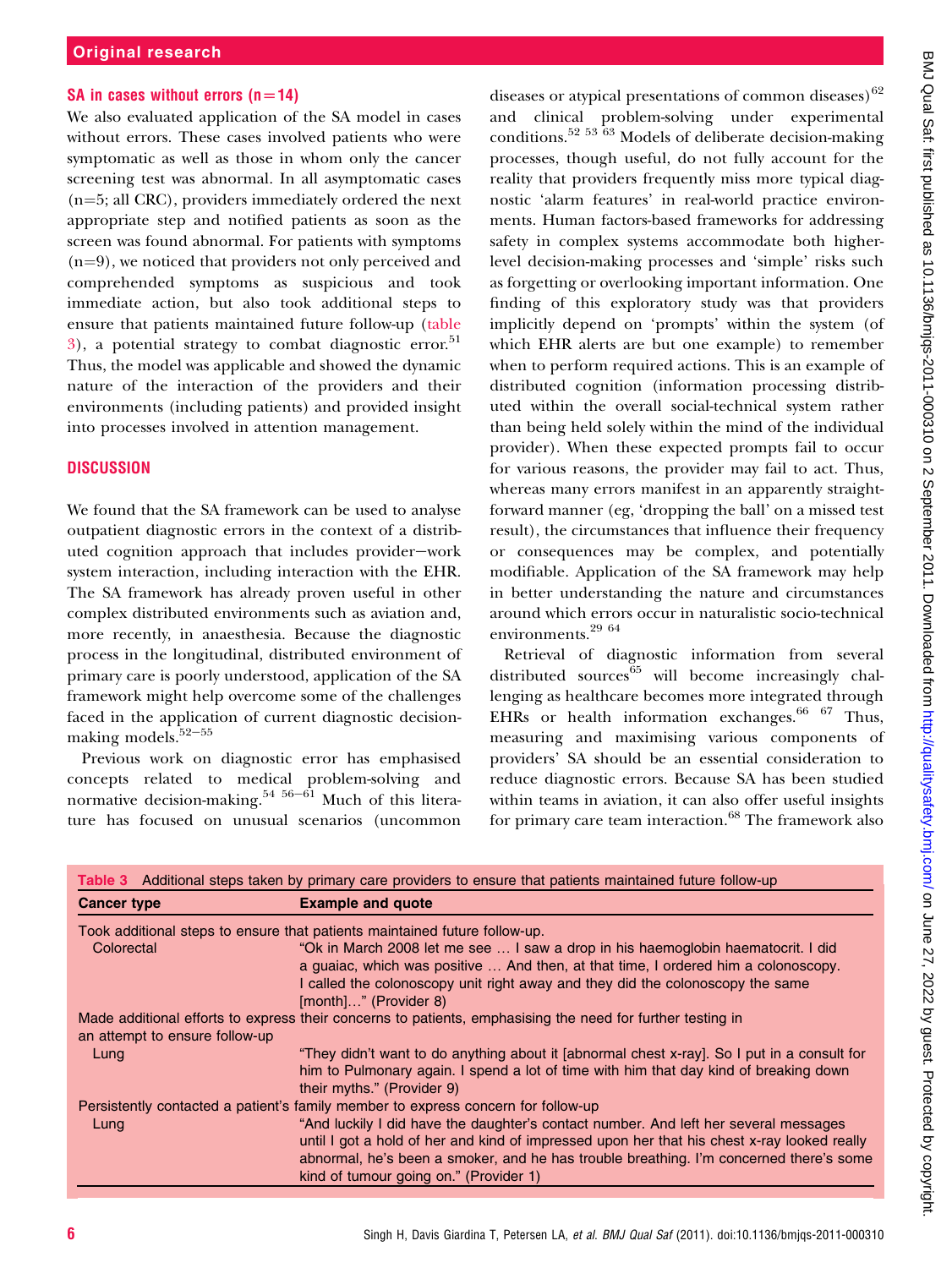### SA in cases without errors (n=14)

We also evaluated application of the SA model in cases without errors. These cases involved patients who were symptomatic as well as those in whom only the cancer screening test was abnormal. In all asymptomatic cases (n=5; all CRC), providers immediately ordered the next appropriate step and notified patients as soon as the screen was found abnormal. For patients with symptoms (n=9), we noticed that providers not only perceived and comprehended symptoms as suspicious and took immediate action, but also took additional steps to ensure that patients maintained future follow-up (table 3), a potential strategy to combat diagnostic error.[51] Thus, the model was applicable and showed the dynamic nature of the interaction of the providers and their environments (including patients) and provided insight into processes involved in attention management.

## DISCUSSION

We found that the SA framework can be used to analyse outpatient diagnostic errors in the context of a distributed cognition approach that includes provider−work system interaction, including interaction with the EHR. The SA framework has already proven useful in other complex distributed environments such as aviation and, more recently, in anaesthesia. Because the diagnostic process in the longitudinal, distributed environment of primary care is poorly understood, application of the SA framework might help overcome some of the challenges faced in the application of current diagnostic decision-making models.[52−55]

Previous work on diagnostic error has emphasised concepts related to medical problem-solving and normative decision-making.[54 56−61] Much of this literature has focused on unusual scenarios (uncommon diseases or atypical presentations of common diseases)[62] and clinical problem-solving under experimental conditions.[52 53 63] Models of deliberate decision-making processes, though useful, do not fully account for the reality that providers frequently miss more typical diagnostic 'alarm features' in real-world practice environments. Human factors-based frameworks for addressing safety in complex systems accommodate both higher-level decision-making processes and 'simple' risks such as forgetting or overlooking important information. One finding of this exploratory study was that providers implicitly depend on 'prompts' within the system (of which EHR alerts are but one example) to remember when to perform required actions. This is an example of distributed cognition (information processing distributed within the overall social-technical system rather than being held solely within the mind of the individual provider). When these expected prompts fail to occur for various reasons, the provider may fail to act. Thus, whereas many errors manifest in an apparently straightforward manner (eg, 'dropping the ball' on a missed test result), the circumstances that influence their frequency or consequences may be complex, and potentially modifiable. Application of the SA framework may help in better understanding the nature and circumstances around which errors occur in naturalistic socio-technical environments.[29 64]

Retrieval of diagnostic information from several distributed sources[65] will become increasingly challenging as healthcare becomes more integrated through EHRs or health information exchanges.[66 67] Thus, measuring and maximising various components of providers' SA should be an essential consideration to reduce diagnostic errors. Because SA has been studied within teams in aviation, it can also offer useful insights for primary care team interaction.[68] The framework also

**Table 3** Additional steps taken by primary care providers to ensure that patients maintained future follow-up

| Cancer type | Example and quote |
|---|---|
| Took additional steps to ensure that patients maintained future follow-up. | |
| Colorectal | "Ok in March 2008 let me see … I saw a drop in his haemoglobin haematocrit. I did a guaiac, which was positive … And then, at that time, I ordered him a colonoscopy. I called the colonoscopy unit right away and they did the colonoscopy the same [month]…" (Provider 8) |
| Made additional efforts to express their concerns to patients, emphasising the need for further testing in an attempt to ensure follow-up | |
| Lung | "They didn't want to do anything about it [abnormal chest x-ray]. So I put in a consult for him to Pulmonary again. I spend a lot of time with him that day kind of breaking down their myths." (Provider 9) |
| Persistently contacted a patient's family member to express concern for follow-up | |
| Lung | "And luckily I did have the daughter's contact number. And left her several messages until I got a hold of her and kind of impressed upon her that his chest x-ray looked really abnormal, he's been a smoker, and he has trouble breathing. I'm concerned there's some kind of tumour going on." (Provider 1) |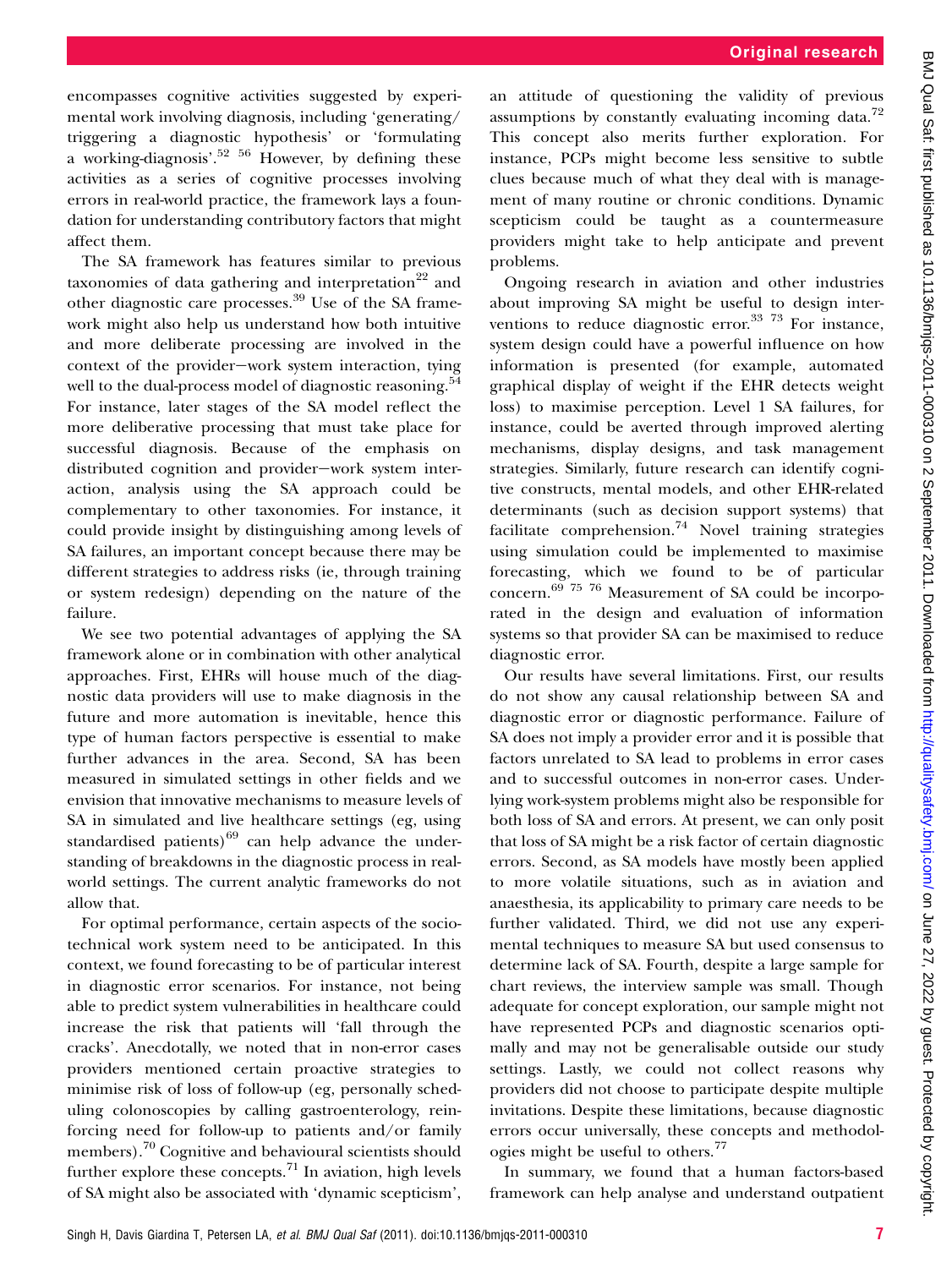encompasses cognitive activities suggested by experimental work involving diagnosis, including 'generating/triggering a diagnostic hypothesis' or 'formulating a working-diagnosis'.[52] [56] However, by defining these activities as a series of cognitive processes involving errors in real-world practice, the framework lays a foundation for understanding contributory factors that might affect them.

The SA framework has features similar to previous taxonomies of data gathering and interpretation[22] and other diagnostic care processes.[39] Use of the SA framework might also help us understand how both intuitive and more deliberate processing are involved in the context of the provider–work system interaction, tying well to the dual-process model of diagnostic reasoning.[54] For instance, later stages of the SA model reflect the more deliberative processing that must take place for successful diagnosis. Because of the emphasis on distributed cognition and provider–work system interaction, analysis using the SA approach could be complementary to other taxonomies. For instance, it could provide insight by distinguishing among levels of SA failures, an important concept because there may be different strategies to address risks (ie, through training or system redesign) depending on the nature of the failure.

We see two potential advantages of applying the SA framework alone or in combination with other analytical approaches. First, EHRs will house much of the diagnostic data providers will use to make diagnosis in the future and more automation is inevitable, hence this type of human factors perspective is essential to make further advances in the area. Second, SA has been measured in simulated settings in other fields and we envision that innovative mechanisms to measure levels of SA in simulated and live healthcare settings (eg, using standardised patients)[69] can help advance the understanding of breakdowns in the diagnostic process in real-world settings. The current analytic frameworks do not allow that.

For optimal performance, certain aspects of the sociotechnical work system need to be anticipated. In this context, we found forecasting to be of particular interest in diagnostic error scenarios. For instance, not being able to predict system vulnerabilities in healthcare could increase the risk that patients will 'fall through the cracks'. Anecdotally, we noted that in non-error cases providers mentioned certain proactive strategies to minimise risk of loss of follow-up (eg, personally scheduling colonoscopies by calling gastroenterology, reinforcing need for follow-up to patients and/or family members).[70] Cognitive and behavioural scientists should further explore these concepts.[71] In aviation, high levels of SA might also be associated with 'dynamic scepticism', an attitude of questioning the validity of previous assumptions by constantly evaluating incoming data.[72] This concept also merits further exploration. For instance, PCPs might become less sensitive to subtle clues because much of what they deal with is management of many routine or chronic conditions. Dynamic scepticism could be taught as a countermeasure providers might take to help anticipate and prevent problems.

Ongoing research in aviation and other industries about improving SA might be useful to design interventions to reduce diagnostic error.[33] [73] For instance, system design could have a powerful influence on how information is presented (for example, automated graphical display of weight if the EHR detects weight loss) to maximise perception. Level 1 SA failures, for instance, could be averted through improved alerting mechanisms, display designs, and task management strategies. Similarly, future research can identify cognitive constructs, mental models, and other EHR-related determinants (such as decision support systems) that facilitate comprehension.[74] Novel training strategies using simulation could be implemented to maximise forecasting, which we found to be of particular concern.[69] [75] [76] Measurement of SA could be incorporated in the design and evaluation of information systems so that provider SA can be maximised to reduce diagnostic error.

Our results have several limitations. First, our results do not show any causal relationship between SA and diagnostic error or diagnostic performance. Failure of SA does not imply a provider error and it is possible that factors unrelated to SA lead to problems in error cases and to successful outcomes in non-error cases. Underlying work-system problems might also be responsible for both loss of SA and errors. At present, we can only posit that loss of SA might be a risk factor of certain diagnostic errors. Second, as SA models have mostly been applied to more volatile situations, such as in aviation and anaesthesia, its applicability to primary care needs to be further validated. Third, we did not use any experimental techniques to measure SA but used consensus to determine lack of SA. Fourth, despite a large sample for chart reviews, the interview sample was small. Though adequate for concept exploration, our sample might not have represented PCPs and diagnostic scenarios optimally and may not be generalisable outside our study settings. Lastly, we could not collect reasons why providers did not choose to participate despite multiple invitations. Despite these limitations, because diagnostic errors occur universally, these concepts and methodologies might be useful to others.[77]

In summary, we found that a human factors-based framework can help analyse and understand outpatient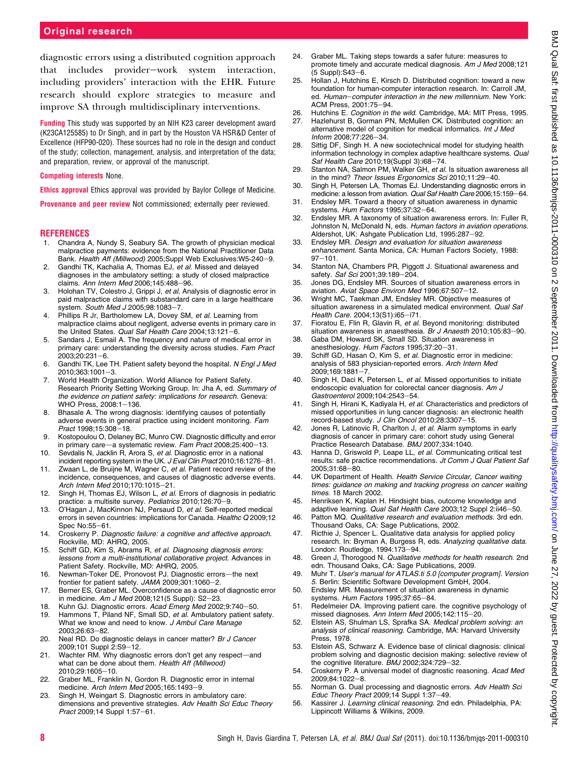diagnostic errors using a distributed cognition approach that includes provider–work system interaction, including providers' interaction with the EHR. Future research should explore strategies to measure and improve SA through multidisciplinary interventions.

**Funding** This study was supported by an NIH K23 career development award (K23CA125585) to Dr Singh, and in part by the Houston VA HSR&D Center of Excellence (HFP90-020). These sources had no role in the design and conduct of the study; collection, management, analysis, and interpretation of the data; and preparation, review, or approval of the manuscript.

**Competing interests** None.

**Ethics approval** Ethics approval was provided by Baylor College of Medicine.

**Provenance and peer review** Not commissioned; externally peer reviewed.

## REFERENCES

1. Chandra A, Nundy S, Seabury SA. The growth of physician medical malpractice payments: evidence from the National Practitioner Data Bank. *Health Aff (Millwood)* 2005;Suppl Web Exclusives:W5-240–9.
2. Gandhi TK, Kachalia A, Thomas EJ, *et al*. Missed and delayed diagnoses in the ambulatory setting: a study of closed malpractice claims. *Ann Intern Med* 2006;145:488–96.
3. Holohan TV, Colestro J, Grippi J, *et al*. Analysis of diagnostic error in paid malpractice claims with substandard care in a large healthcare system. *South Med J* 2005;98:1083–7.
4. Phillips R Jr, Bartholomew LA, Dovey SM, *et al*. Learning from malpractice claims about negligent, adverse events in primary care in the United States. *Qual Saf Health Care* 2004;13:121–6.
5. Sandars J, Esmail A. The frequency and nature of medical error in primary care: understanding the diversity across studies. *Fam Pract* 2003;20:231–6.
6. Gandhi TK, Lee TH. Patient safety beyond the hospital. *N Engl J Med* 2010;363:1001–3.
7. World Health Organization. World Alliance for Patient Safety. Research Priority Setting Working Group. In: Jha A, ed. *Summary of the evidence on patient safety: implications for research*. Geneva: WHO Press, 2008:1–136.
8. Bhasale A. The wrong diagnosis: identifying causes of potentially adverse events in general practice using incident monitoring. *Fam Pract* 1998;15:308–18.
9. Kostopoulou O, Delaney BC, Munro CW. Diagnostic difficulty and error in primary care—a systematic review. *Fam Pract* 2008;25:400–13.
10. Sevdalis N, Jacklin R, Arora S, *et al*. Diagnostic error in a national incident reporting system in the UK. *J Eval Clin Pract* 2010;16:1276–81.
11. Zwaan L, de Bruijne M, Wagner C, *et al*. Patient record review of the incidence, consequences, and causes of diagnostic adverse events. *Arch Intern Med* 2010;170:1015–21.
12. Singh H, Thomas EJ, Wilson L, *et al*. Errors of diagnosis in pediatric practice: a multisite survey. *Pediatrics* 2010;126:70–9.
13. O'Hagan J, MacKinnon NJ, Persaud D, *et al*. Self-reported medical errors in seven countries: implications for Canada. *Healthc Q* 2009;12 Spec No:55–61.
14. Croskerry P. *Diagnostic failure: a cognitive and affective approach*. Rockville, MD: AHRQ, 2005.
15. Schiff GD, Kim S, Abrams R, *et al*. *Diagnosing diagnosis errors: lessons from a multi-institutional collaborative project*. Advances in Patient Safety. Rockville, MD: AHRQ, 2005.
16. Newman-Toker DE, Pronovost PJ. Diagnostic errors—the next frontier for patient safety. *JAMA* 2009;301:1060–2.
17. Berner ES, Graber ML. Overconfidence as a cause of diagnostic error in medicine. *Am J Med* 2008;121(5 Suppl): S2–23.
18. Kuhn GJ. Diagnostic errors. *Acad Emerg Med* 2002;9:740–50.
19. Hammons T, Piland NF, Small SD, *et al*. Ambulatory patient safety. What we know and need to know. *J Ambul Care Manage* 2003;26:63–82.
20. Neal RD. Do diagnostic delays in cancer matter? *Br J Cancer* 2009;101 Suppl 2:S9–12.
21. Wachter RM. Why diagnostic errors don't get any respect—and what can be done about them. *Health Aff (Millwood)* 2010;29:1605–10.
22. Graber ML, Franklin N, Gordon R. Diagnostic error in internal medicine. *Arch Intern Med* 2005;165:1493–9.
23. Singh H, Weingart S. Diagnostic errors in ambulatory care: dimensions and preventive strategies. *Adv Health Sci Educ Theory Pract* 2009;14 Suppl 1:57–61.
24. Graber ML. Taking steps towards a safer future: measures to promote timely and accurate medical diagnosis. *Am J Med* 2008;121 (5 Suppl):S43–6.
25. Hollan J, Hutchins E, Kirsch D. Distributed cognition: toward a new foundation for human-computer interaction research. In: Carroll JM, ed. *Human–computer interaction in the new millennium*. New York: ACM Press, 2001:75–94.
26. Hutchins E. *Cognition in the wild*. Cambridge, MA: MIT Press, 1995.
27. Hazlehurst B, Gorman PN, McMullen CK. Distributed cognition: an alternative model of cognition for medical informatics. *Int J Med Inform* 2008;77:226–34.
28. Sittig DF, Singh H. A new sociotechnical model for studying health information technology in complex adaptive healthcare systems. *Qual Saf Health Care* 2010;19(Suppl 3):i68–74.
29. Stanton NA, Salmon PM, Walker GH, *et al*. Is situation awareness all in the mind? *Theor Issues Ergonomics Sci* 2010;11:29–40.
30. Singh H, Petersen LA, Thomas EJ. Understanding diagnostic errors in medicine: a lesson from aviation. *Qual Saf Health Care* 2006;15:159–64.
31. Endsley MR. Toward a theory of situation awareness in dynamic systems. *Hum Factors* 1995;37:32–64.
32. Endsley MR. A taxonomy of situation awareness errors. In: Fuller R, Johnston N, McDonald N, eds. *Human factors in aviation operations*. Aldershot, UK: Ashgate Publication Ltd, 1995:287–92.
33. Endsley MR. *Design and evaluation for situation awareness enhancement*. Santa Monica, CA: Human Factors Society, 1988: 97–101.
34. Stanton NA, Chambers PR, Piggott J. Situational awareness and safety. *Saf Sci* 2001;39:189–204.
35. Jones DG, Endsley MR. Sources of situation awareness errors in aviation. *Aviat Space Environ Med* 1996;67:507–12.
36. Wright MC, Taekman JM, Endsley MR. Objective measures of situation awareness in a simulated medical environment. *Qual Saf Health Care*. 2004;13(S1):i65–i71.
37. Fioratou E, Flin R, Glavin R, *et al*. Beyond monitoring: distributed situation awareness in anaesthesia. *Br J Anaesth* 2010;105:83–90.
38. Gaba DM, Howard SK, Small SD. Situation awareness in anesthesiology. *Hum Factors* 1995;37:20–31.
39. Schiff GD, Hasan O, Kim S, *et al*. Diagnostic error in medicine: analysis of 583 physician-reported errors. *Arch Intern Med* 2009;169:1881–7.
40. Singh H, Daci K, Petersen L, *et al*. Missed opportunities to initiate endoscopic evaluation for colorectal cancer diagnosis. *Am J Gastroenterol* 2009;104:2543–54.
41. Singh H, Hirani K, Kadiyala H, *et al*. Characteristics and predictors of missed opportunities in lung cancer diagnosis: an electronic health record-based study. *J Clin Oncol* 2010;28:3307–15.
42. Jones R, Latinovic R, Charlton J, *et al*. Alarm symptoms in early diagnosis of cancer in primary care: cohort study using General Practice Research Database. *BMJ* 2007;334:1040.
43. Hanna D, Griswold P, Leape LL, *et al*. Communicating critical test results: safe practice recommendations. *Jt Comm J Qual Patient Saf* 2005;31:68–80.
44. UK Department of Health. *Health Service Circular, Cancer waiting times: guidance on making and tracking progress on cancer waiting times.* 18 March 2002.
45. Henriksen K, Kaplan H. Hindsight bias, outcome knowledge and adaptive learning. *Qual Saf Health Care* 2003;12 Suppl 2:ii46–50.
46. Patton MQ. *Qualitative research and evaluation methods*. 3rd edn. Thousand Oaks, CA: Sage Publications, 2002.
47. Ritchie J, Spencer L. Qualitative data analysis for applied policy research. In: Bryman A, Burgess R, eds. *Analyzing qualitative data*. London: Routledge, 1994:173–94.
48. Green J, Thorogood N. *Qualitative methods for health research*. 2nd edn. Thousand Oaks, CA: Sage Publications, 2009.
49. Muhr T. *User's manual for ATLAS.ti 5.0 [computer program]. Version 5*. Berlin: Scientific Software Development GmbH, 2004.
50. Endsley MR. Measurement of situation awareness in dynamic systems. *Hum Factors* 1995;37:65–84.
51. Redelmeier DA. Improving patient care. the cognitive psychology of missed diagnoses. *Ann Intern Med* 2005;142:115–20.
52. Elstein AS, Shulman LS, Sprafka SA. *Medical problem solving: an analysis of clinical reasoning*. Cambridge, MA: Harvard University Press, 1978.
53. Elstein AS, Schwarz A. Evidence base of clinical diagnosis: clinical problem solving and diagnostic decision making: selective review of the cognitive literature. *BMJ* 2002;324:729–32.
54. Croskerry P. A universal model of diagnostic reasoning. *Acad Med* 2009;84:1022–8.
55. Norman G. Dual processing and diagnostic errors. *Adv Health Sci Educ Theory Pract* 2009;14 Suppl 1:37–49.
56. Kassirer J. *Learning clinical reasoning*. 2nd edn. Philadelphia, PA: Lippincott Williams & Wilkins, 2009.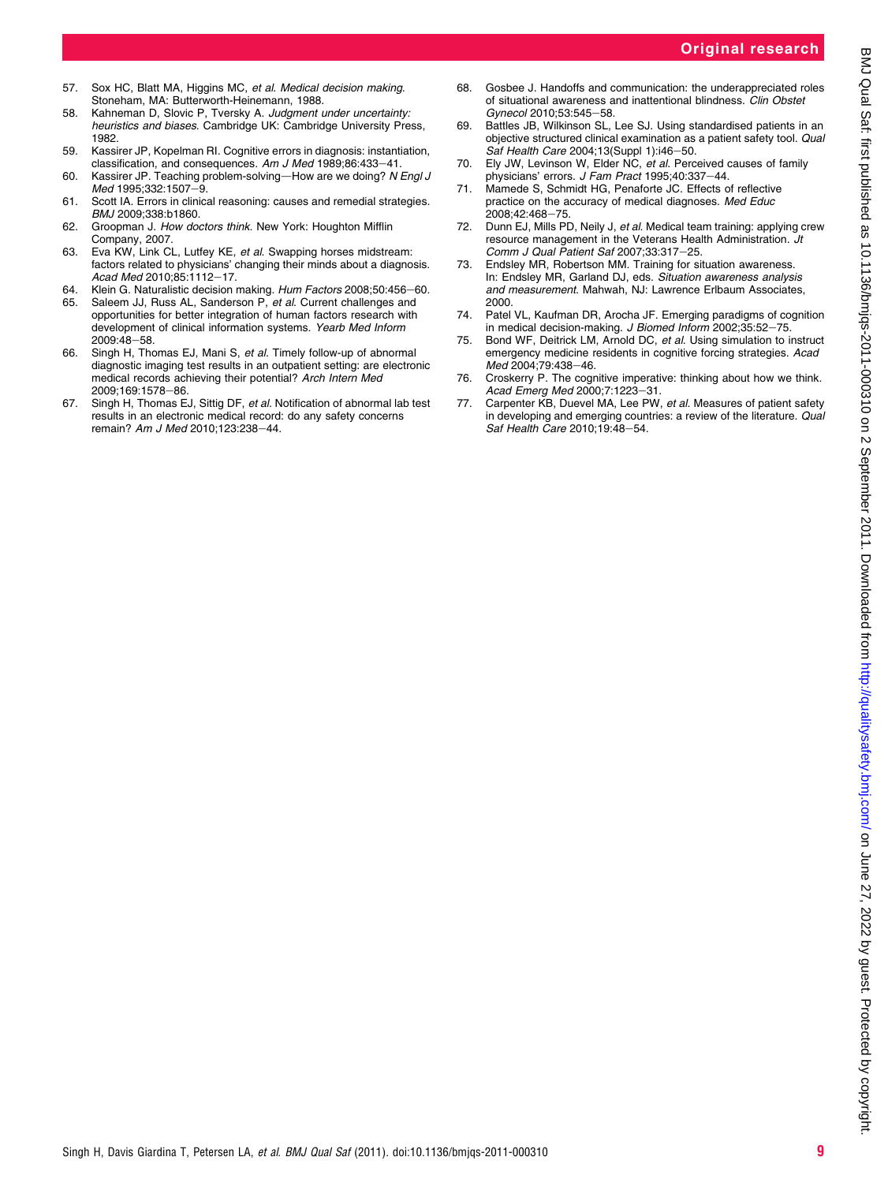57. Sox HC, Blatt MA, Higgins MC, *et al*. *Medical decision making*. Stoneham, MA: Butterworth-Heinemann, 1988.
58. Kahneman D, Slovic P, Tversky A. *Judgment under uncertainty: heuristics and biases*. Cambridge UK: Cambridge University Press, 1982.
59. Kassirer JP, Kopelman RI. Cognitive errors in diagnosis: instantiation, classification, and consequences. *Am J Med* 1989;86:433−41.
60. Kassirer JP. Teaching problem-solving—How are we doing? *N Engl J Med* 1995;332:1507−9.
61. Scott IA. Errors in clinical reasoning: causes and remedial strategies. *BMJ* 2009;338:b1860.
62. Groopman J. *How doctors think*. New York: Houghton Mifflin Company, 2007.
63. Eva KW, Link CL, Lutfey KE, *et al*. Swapping horses midstream: factors related to physicians' changing their minds about a diagnosis. *Acad Med* 2010;85:1112−17.
64. Klein G. Naturalistic decision making. *Hum Factors* 2008;50:456−60.
65. Saleem JJ, Russ AL, Sanderson P, *et al*. Current challenges and opportunities for better integration of human factors research with development of clinical information systems. *Yearb Med Inform* 2009:48−58.
66. Singh H, Thomas EJ, Mani S, *et al*. Timely follow-up of abnormal diagnostic imaging test results in an outpatient setting: are electronic medical records achieving their potential? *Arch Intern Med* 2009;169:1578−86.
67. Singh H, Thomas EJ, Sittig DF, *et al*. Notification of abnormal lab test results in an electronic medical record: do any safety concerns remain? *Am J Med* 2010;123:238−44.
68. Gosbee J. Handoffs and communication: the underappreciated roles of situational awareness and inattentional blindness. *Clin Obstet Gynecol* 2010;53:545−58.
69. Battles JB, Wilkinson SL, Lee SJ. Using standardised patients in an objective structured clinical examination as a patient safety tool. *Qual Saf Health Care* 2004;13(Suppl 1):i46−50.
70. Ely JW, Levinson W, Elder NC, *et al*. Perceived causes of family physicians' errors. *J Fam Pract* 1995;40:337−44.
71. Mamede S, Schmidt HG, Penaforte JC. Effects of reflective practice on the accuracy of medical diagnoses. *Med Educ* 2008;42:468−75.
72. Dunn EJ, Mills PD, Neily J, *et al*. Medical team training: applying crew resource management in the Veterans Health Administration. *Jt Comm J Qual Patient Saf* 2007;33:317−25.
73. Endsley MR, Robertson MM. Training for situation awareness. In: Endsley MR, Garland DJ, eds. *Situation awareness analysis and measurement*. Mahwah, NJ: Lawrence Erlbaum Associates, 2000.
74. Patel VL, Kaufman DR, Arocha JF. Emerging paradigms of cognition in medical decision-making. *J Biomed Inform* 2002;35:52−75.
75. Bond WF, Deitrick LM, Arnold DC, *et al*. Using simulation to instruct emergency medicine residents in cognitive forcing strategies. *Acad Med* 2004;79:438−46.
76. Croskerry P. The cognitive imperative: thinking about how we think. *Acad Emerg Med* 2000;7:1223−31.
77. Carpenter KB, Duevel MA, Lee PW, *et al*. Measures of patient safety in developing and emerging countries: a review of the literature. *Qual Saf Health Care* 2010;19:48−54.